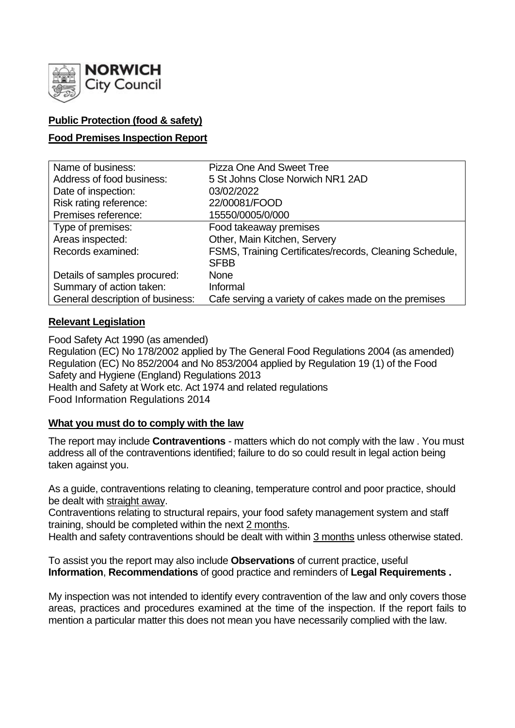**NORWICH City Council**

**Public Protection (food & safety)**

**Food Premises Inspection Report**

| | |
|---|---|
| Name of business: | Pizza One And Sweet Tree |
| Address of food business: | 5 St Johns Close Norwich NR1 2AD |
| Date of inspection: | 03/02/2022 |
| Risk rating reference: | 22/00081/FOOD |
| Premises reference: | 15550/0005/0/000 |
| Type of premises: | Food takeaway premises |
| Areas inspected: | Other, Main Kitchen, Servery |
| Records examined: | FSMS, Training Certificates/records, Cleaning Schedule, SFBB |
| Details of samples procured: | None |
| Summary of action taken: | Informal |
| General description of business: | Cafe serving a variety of cakes made on the premises |

**Relevant Legislation**

Food Safety Act 1990 (as amended)
Regulation (EC) No 178/2002 applied by The General Food Regulations 2004 (as amended)
Regulation (EC) No 852/2004 and No 853/2004 applied by Regulation 19 (1) of the Food Safety and Hygiene (England) Regulations 2013
Health and Safety at Work etc. Act 1974 and related regulations
Food Information Regulations 2014

**What you must do to comply with the law**

The report may include **Contraventions** - matters which do not comply with the law . You must address all of the contraventions identified; failure to do so could result in legal action being taken against you.

As a guide, contraventions relating to cleaning, temperature control and poor practice, should be dealt with straight away.
Contraventions relating to structural repairs, your food safety management system and staff training, should be completed within the next 2 months.
Health and safety contraventions should be dealt with within 3 months unless otherwise stated.

To assist you the report may also include **Observations** of current practice, useful **Information**, **Recommendations** of good practice and reminders of **Legal Requirements .**

My inspection was not intended to identify every contravention of the law and only covers those areas, practices and procedures examined at the time of the inspection. If the report fails to mention a particular matter this does not mean you have necessarily complied with the law.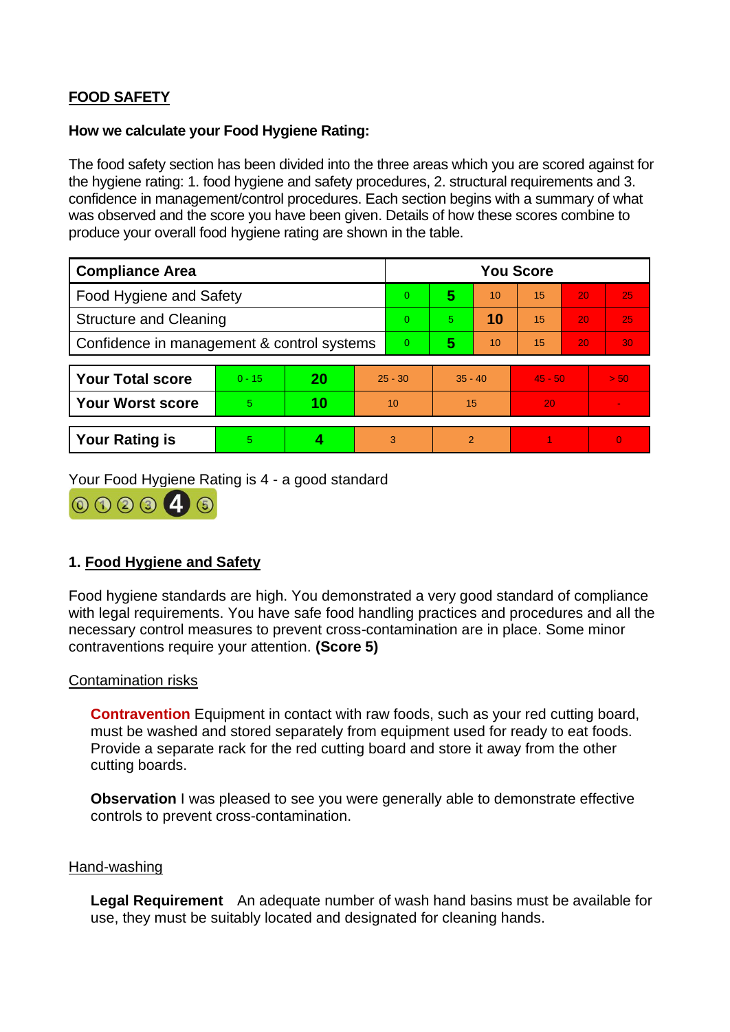**FOOD SAFETY**

**How we calculate your Food Hygiene Rating:**

The food safety section has been divided into the three areas which you are scored against for the hygiene rating: 1. food hygiene and safety procedures, 2. structural requirements and 3. confidence in management/control procedures. Each section begins with a summary of what was observed and the score you have been given. Details of how these scores combine to produce your overall food hygiene rating are shown in the table.

| Compliance Area | You Score | | | | | |
|---|---|---|---|---|---|---|
| Food Hygiene and Safety | 0 | **5** | 10 | 15 | 20 | 25 |
| Structure and Cleaning | 0 | 5 | **10** | 15 | 20 | 25 |
| Confidence in management & control systems | 0 | **5** | 10 | 15 | 20 | 30 |

| | | | | | | |
|---|---|---|---|---|---|---|
| **Your Total score** | 0 - 15 | **20** | 25 - 30 | 35 - 40 | 45 - 50 | > 50 |
| **Your Worst score** | 5 | **10** | 10 | 15 | 20 | - |

| | | | | | | |
|---|---|---|---|---|---|---|
| **Your Rating is** | 5 | **4** | 3 | 2 | 1 | 0 |

Your Food Hygiene Rating is 4 - a good standard

## 1. Food Hygiene and Safety

Food hygiene standards are high. You demonstrated a very good standard of compliance with legal requirements. You have safe food handling practices and procedures and all the necessary control measures to prevent cross-contamination are in place. Some minor contraventions require your attention. **(Score 5)**

Contamination risks

**Contravention** Equipment in contact with raw foods, such as your red cutting board, must be washed and stored separately from equipment used for ready to eat foods. Provide a separate rack for the red cutting board and store it away from the other cutting boards.

**Observation** I was pleased to see you were generally able to demonstrate effective controls to prevent cross-contamination.

Hand-washing

**Legal Requirement** An adequate number of wash hand basins must be available for use, they must be suitably located and designated for cleaning hands.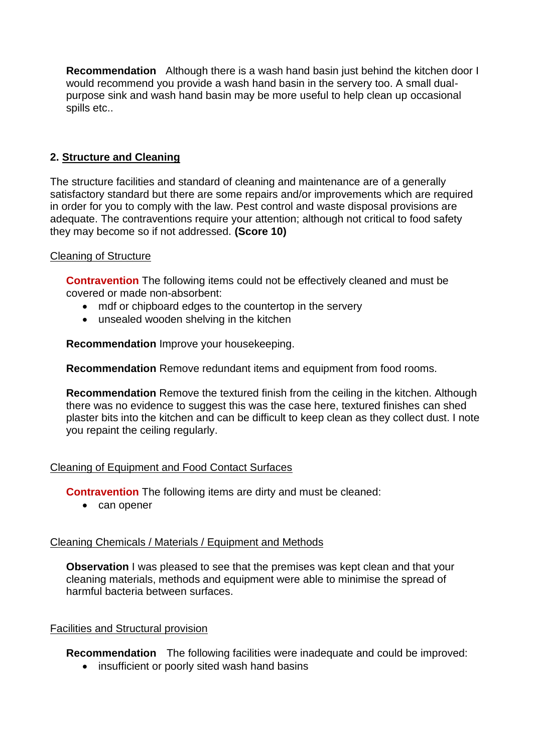**Recommendation** Although there is a wash hand basin just behind the kitchen door I would recommend you provide a wash hand basin in the servery too. A small dual-purpose sink and wash hand basin may be more useful to help clean up occasional spills etc..

## 2. Structure and Cleaning

The structure facilities and standard of cleaning and maintenance are of a generally satisfactory standard but there are some repairs and/or improvements which are required in order for you to comply with the law. Pest control and waste disposal provisions are adequate. The contraventions require your attention; although not critical to food safety they may become so if not addressed. **(Score 10)**

### Cleaning of Structure

**Contravention** The following items could not be effectively cleaned and must be covered or made non-absorbent:

- mdf or chipboard edges to the countertop in the servery
- unsealed wooden shelving in the kitchen

**Recommendation** Improve your housekeeping.

**Recommendation** Remove redundant items and equipment from food rooms.

**Recommendation** Remove the textured finish from the ceiling in the kitchen. Although there was no evidence to suggest this was the case here, textured finishes can shed plaster bits into the kitchen and can be difficult to keep clean as they collect dust. I note you repaint the ceiling regularly.

### Cleaning of Equipment and Food Contact Surfaces

**Contravention** The following items are dirty and must be cleaned:

- can opener

### Cleaning Chemicals / Materials / Equipment and Methods

**Observation** I was pleased to see that the premises was kept clean and that your cleaning materials, methods and equipment were able to minimise the spread of harmful bacteria between surfaces.

### Facilities and Structural provision

**Recommendation** The following facilities were inadequate and could be improved:

- insufficient or poorly sited wash hand basins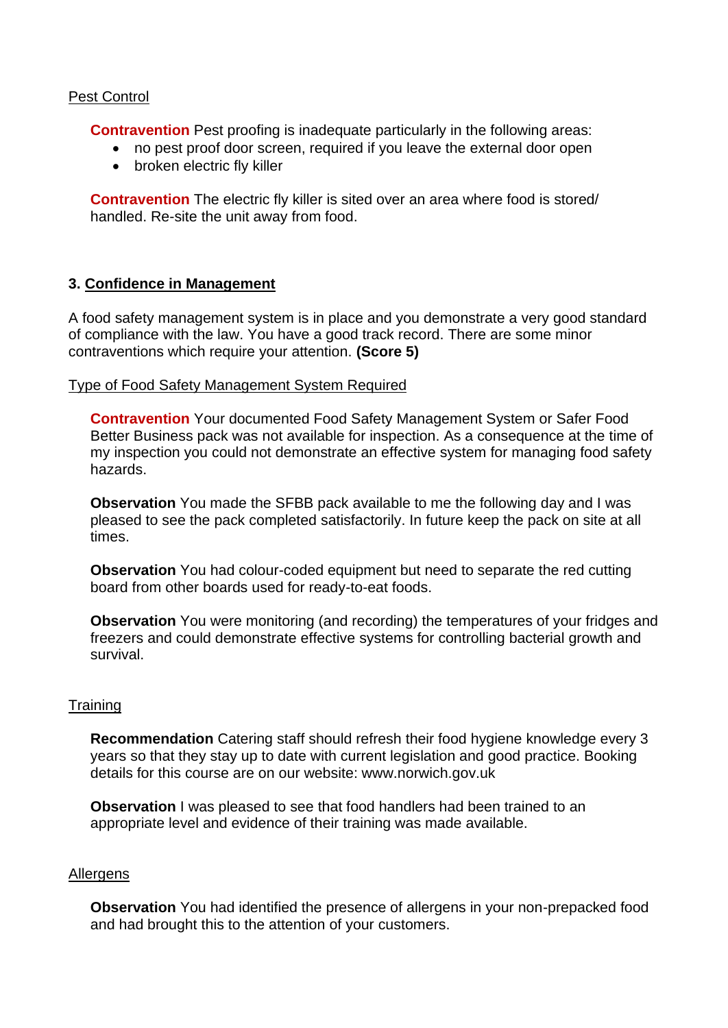Pest Control

**Contravention** Pest proofing is inadequate particularly in the following areas:

- no pest proof door screen, required if you leave the external door open
- broken electric fly killer

**Contravention** The electric fly killer is sited over an area where food is stored/ handled. Re-site the unit away from food.

## 3. Confidence in Management

A food safety management system is in place and you demonstrate a very good standard of compliance with the law. You have a good track record. There are some minor contraventions which require your attention. **(Score 5)**

Type of Food Safety Management System Required

**Contravention** Your documented Food Safety Management System or Safer Food Better Business pack was not available for inspection. As a consequence at the time of my inspection you could not demonstrate an effective system for managing food safety hazards.

**Observation** You made the SFBB pack available to me the following day and I was pleased to see the pack completed satisfactorily. In future keep the pack on site at all times.

**Observation** You had colour-coded equipment but need to separate the red cutting board from other boards used for ready-to-eat foods.

**Observation** You were monitoring (and recording) the temperatures of your fridges and freezers and could demonstrate effective systems for controlling bacterial growth and survival.

Training

**Recommendation** Catering staff should refresh their food hygiene knowledge every 3 years so that they stay up to date with current legislation and good practice. Booking details for this course are on our website: www.norwich.gov.uk

**Observation** I was pleased to see that food handlers had been trained to an appropriate level and evidence of their training was made available.

Allergens

**Observation** You had identified the presence of allergens in your non-prepacked food and had brought this to the attention of your customers.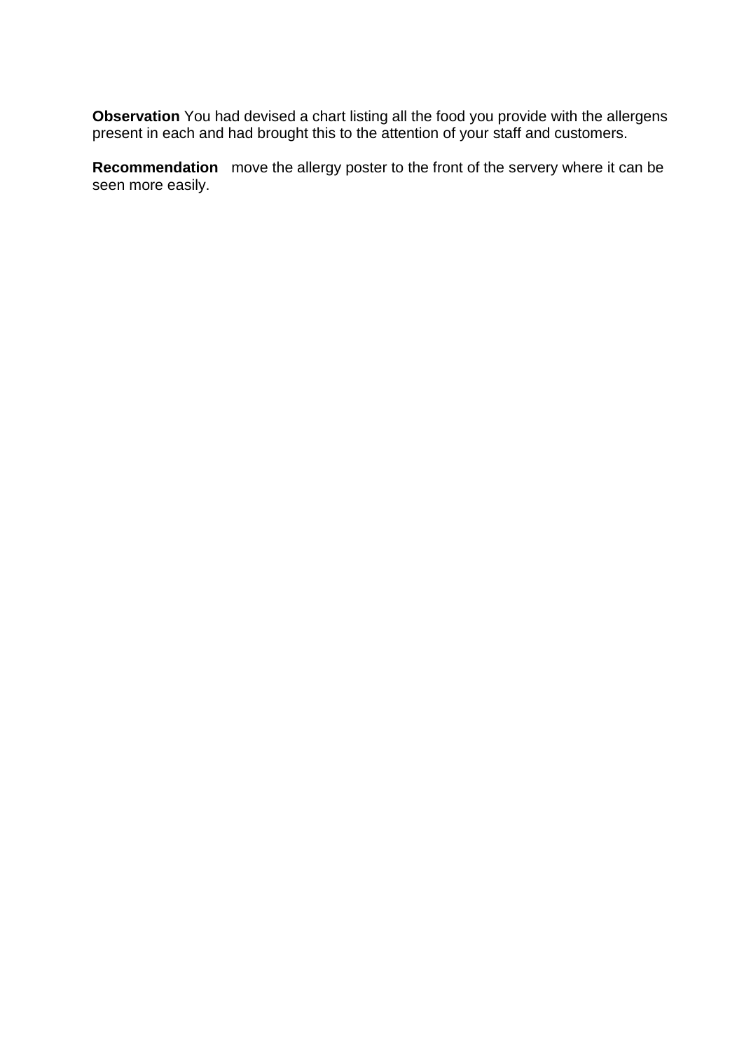**Observation** You had devised a chart listing all the food you provide with the allergens present in each and had brought this to the attention of your staff and customers.

**Recommendation** move the allergy poster to the front of the servery where it can be seen more easily.